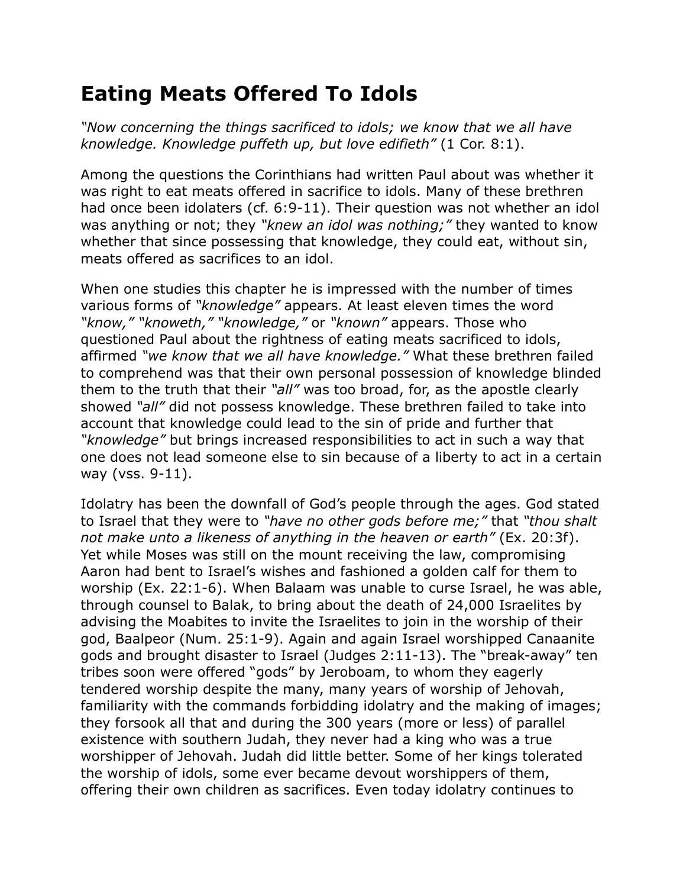# Eating Meats Offered To Idols

*"Now concerning the things sacrificed to idols; we know that we all have knowledge. Knowledge puffeth up, but love edifieth"* (1 Cor. 8:1).

Among the questions the Corinthians had written Paul about was whether it was right to eat meats offered in sacrifice to idols. Many of these brethren had once been idolaters (cf. 6:9-11). Their question was not whether an idol was anything or not; they *"knew an idol was nothing;"* they wanted to know whether that since possessing that knowledge, they could eat, without sin, meats offered as sacrifices to an idol.

When one studies this chapter he is impressed with the number of times various forms of *"knowledge"* appears. At least eleven times the word *"know," "knoweth," "knowledge,"* or *"known"* appears. Those who questioned Paul about the rightness of eating meats sacrificed to idols, affirmed *"we know that we all have knowledge."* What these brethren failed to comprehend was that their own personal possession of knowledge blinded them to the truth that their *"all"* was too broad, for, as the apostle clearly showed *"all"* did not possess knowledge. These brethren failed to take into account that knowledge could lead to the sin of pride and further that *"knowledge"* but brings increased responsibilities to act in such a way that one does not lead someone else to sin because of a liberty to act in a certain way (vss. 9-11).

Idolatry has been the downfall of God's people through the ages. God stated to Israel that they were to *"have no other gods before me;"* that *"thou shalt not make unto a likeness of anything in the heaven or earth"* (Ex. 20:3f). Yet while Moses was still on the mount receiving the law, compromising Aaron had bent to Israel's wishes and fashioned a golden calf for them to worship (Ex. 22:1-6). When Balaam was unable to curse Israel, he was able, through counsel to Balak, to bring about the death of 24,000 Israelites by advising the Moabites to invite the Israelites to join in the worship of their god, Baalpeor (Num. 25:1-9). Again and again Israel worshipped Canaanite gods and brought disaster to Israel (Judges 2:11-13). The "break-away" ten tribes soon were offered "gods" by Jeroboam, to whom they eagerly tendered worship despite the many, many years of worship of Jehovah, familiarity with the commands forbidding idolatry and the making of images; they forsook all that and during the 300 years (more or less) of parallel existence with southern Judah, they never had a king who was a true worshipper of Jehovah. Judah did little better. Some of her kings tolerated the worship of idols, some ever became devout worshippers of them, offering their own children as sacrifices. Even today idolatry continues to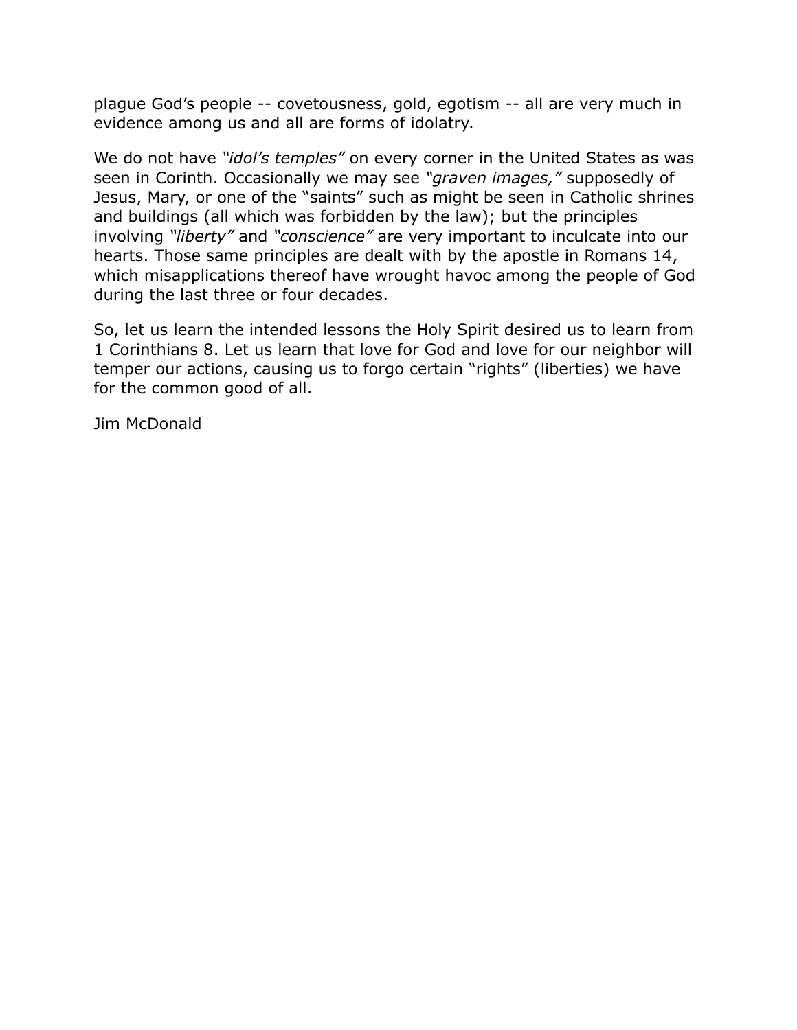plague God's people -- covetousness, gold, egotism -- all are very much in evidence among us and all are forms of idolatry.

We do not have *"idol's temples"* on every corner in the United States as was seen in Corinth. Occasionally we may see *"graven images,"* supposedly of Jesus, Mary, or one of the "saints" such as might be seen in Catholic shrines and buildings (all which was forbidden by the law); but the principles involving *"liberty"* and *"conscience"* are very important to inculcate into our hearts. Those same principles are dealt with by the apostle in Romans 14, which misapplications thereof have wrought havoc among the people of God during the last three or four decades.

So, let us learn the intended lessons the Holy Spirit desired us to learn from 1 Corinthians 8. Let us learn that love for God and love for our neighbor will temper our actions, causing us to forgo certain "rights" (liberties) we have for the common good of all.

Jim McDonald